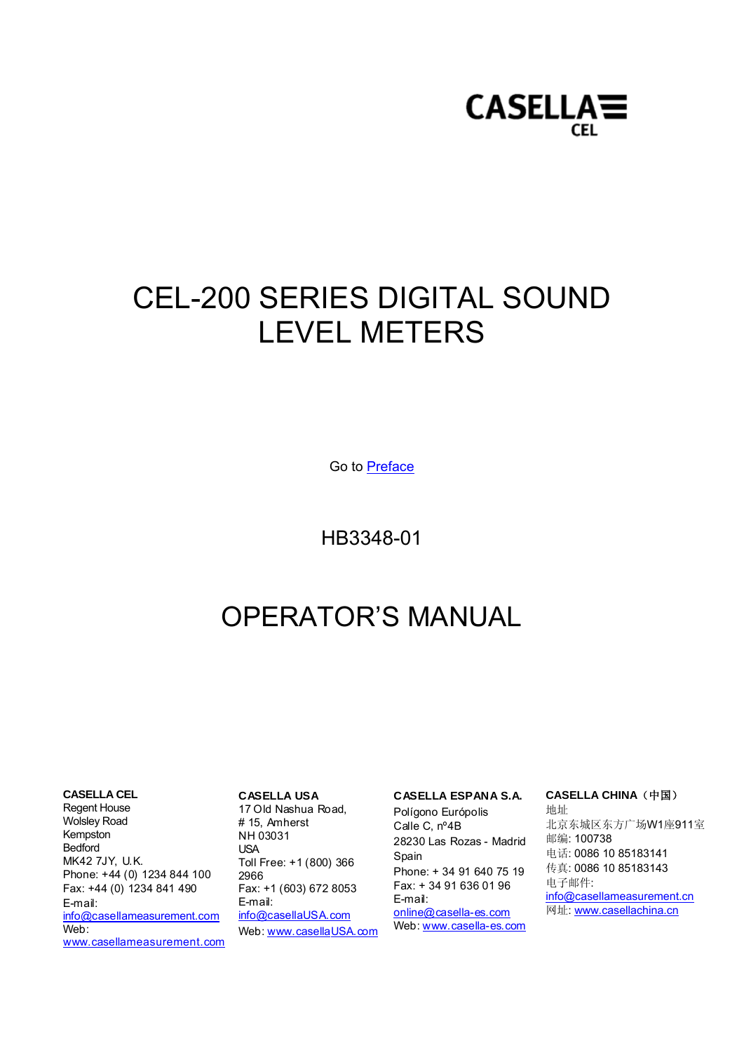CASELLA CEL

# CEL-200 SERIES DIGITAL SOUND LEVEL METERS

Go to Preface

HB3348-01

# OPERATOR'S MANUAL

**CASELLA CEL**
Regent House
Wolsley Road
Kempston
Bedford
MK42 7JY, U.K.
Phone: +44 (0) 1234 844 100
Fax: +44 (0) 1234 841 490
E-mail:
info@casellameasurement.com
Web:
www.casellameasurement.com

**CASELLA USA**
17 Old Nashua Road,
# 15, Amherst
NH 03031
USA
Toll Free: +1 (800) 366
2966
Fax: +1 (603) 672 8053
E-mail:
info@casellaUSA.com
Web: www.casellaUSA.com

**CASELLA ESPANA S.A.**
Polígono Európolis
Calle C, nº4B
28230 Las Rozas - Madrid
Spain
Phone: + 34 91 640 75 19
Fax: + 34 91 636 01 96
E-mail:
online@casella-es.com
Web: www.casella-es.com

**CASELLA CHINA（中国）**
地址
北京东城区东方广场W1座911室
邮编: 100738
电话: 0086 10 85183141
传真: 0086 10 85183143
电子邮件:
info@casellameasurement.cn
网址: www.casellachina.cn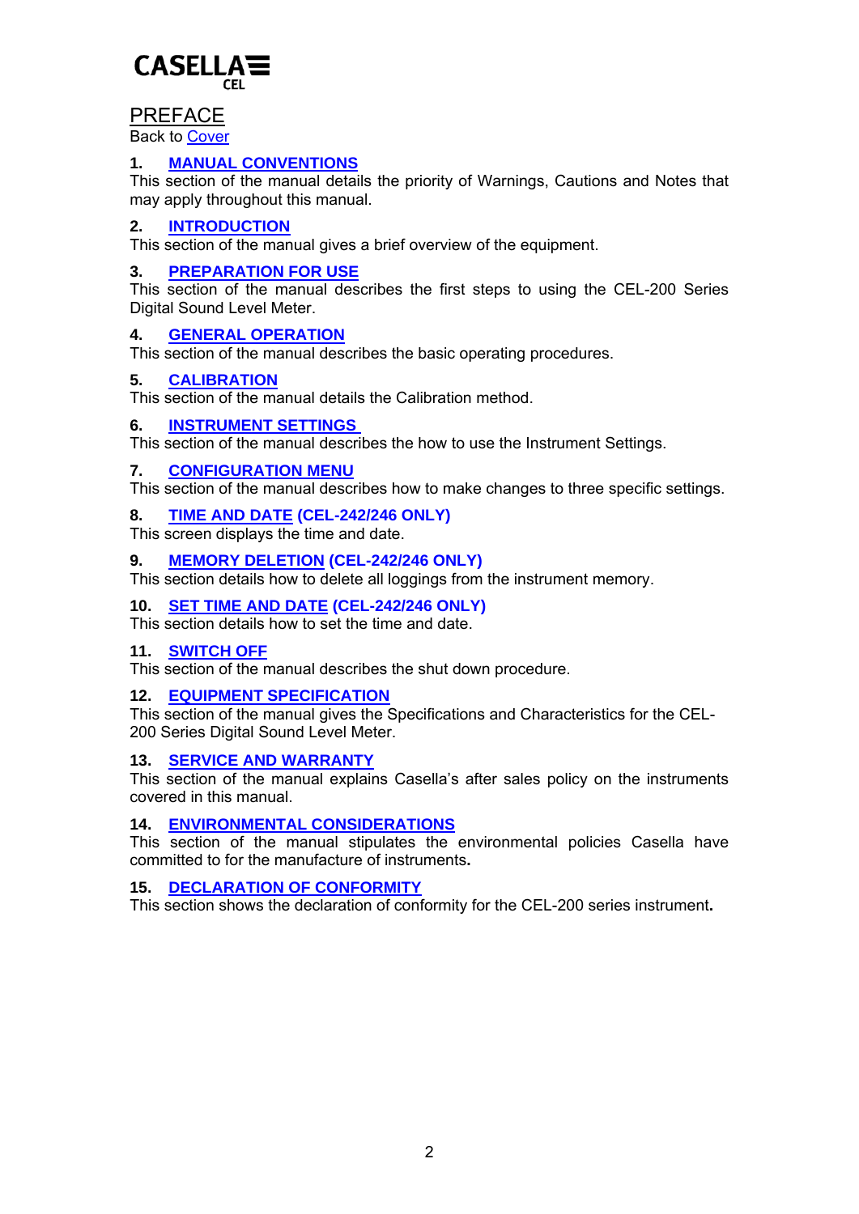CASELLA CEL

# PREFACE

Back to Cover

**1. MANUAL CONVENTIONS**
This section of the manual details the priority of Warnings, Cautions and Notes that may apply throughout this manual.

**2. INTRODUCTION**
This section of the manual gives a brief overview of the equipment.

**3. PREPARATION FOR USE**
This section of the manual describes the first steps to using the CEL-200 Series Digital Sound Level Meter.

**4. GENERAL OPERATION**
This section of the manual describes the basic operating procedures.

**5. CALIBRATION**
This section of the manual details the Calibration method.

**6. INSTRUMENT SETTINGS**
This section of the manual describes the how to use the Instrument Settings.

**7. CONFIGURATION MENU**
This section of the manual describes how to make changes to three specific settings.

**8. TIME AND DATE (CEL-242/246 ONLY)**
This screen displays the time and date.

**9. MEMORY DELETION (CEL-242/246 ONLY)**
This section details how to delete all loggings from the instrument memory.

**10. SET TIME AND DATE (CEL-242/246 ONLY)**
This section details how to set the time and date.

**11. SWITCH OFF**
This section of the manual describes the shut down procedure.

**12. EQUIPMENT SPECIFICATION**
This section of the manual gives the Specifications and Characteristics for the CEL-200 Series Digital Sound Level Meter.

**13. SERVICE AND WARRANTY**
This section of the manual explains Casella's after sales policy on the instruments covered in this manual.

**14. ENVIRONMENTAL CONSIDERATIONS**
This section of the manual stipulates the environmental policies Casella have committed to for the manufacture of instruments**.**

**15. DECLARATION OF CONFORMITY**
This section shows the declaration of conformity for the CEL-200 series instrument**.**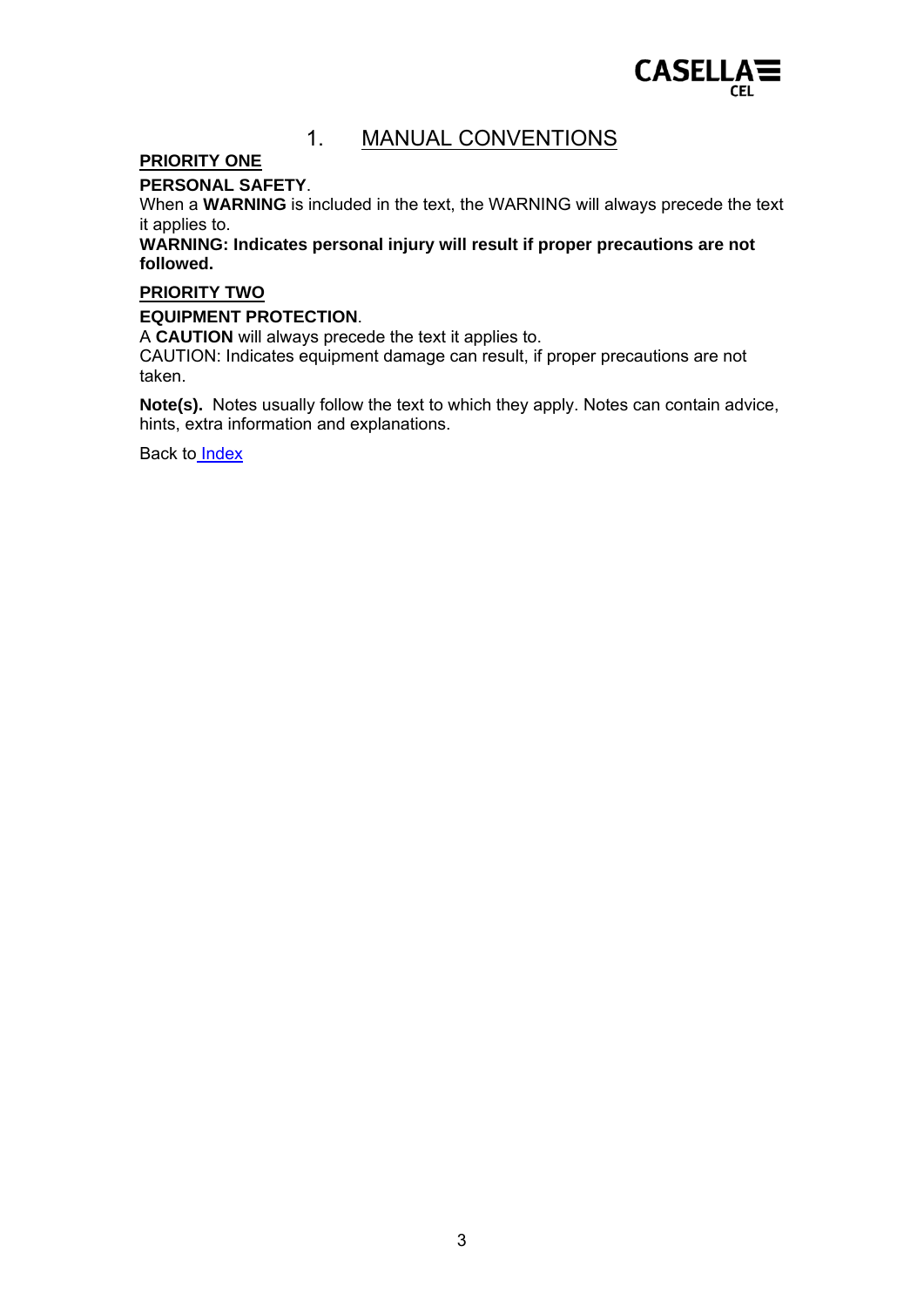# 1. MANUAL CONVENTIONS

**PRIORITY ONE**

**PERSONAL SAFETY**.
When a **WARNING** is included in the text, the WARNING will always precede the text it applies to.
**WARNING: Indicates personal injury will result if proper precautions are not followed.**

**PRIORITY TWO**

**EQUIPMENT PROTECTION**.
A **CAUTION** will always precede the text it applies to.
CAUTION: Indicates equipment damage can result, if proper precautions are not taken.

**Note(s).** Notes usually follow the text to which they apply. Notes can contain advice, hints, extra information and explanations.

Back to Index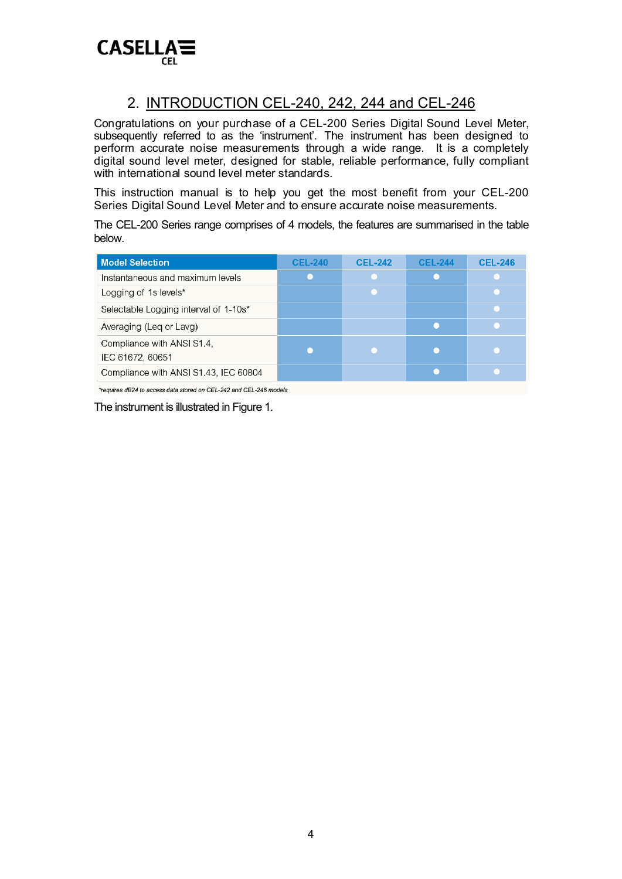## 2. INTRODUCTION CEL-240, 242, 244 and CEL-246

Congratulations on your purchase of a CEL-200 Series Digital Sound Level Meter, subsequently referred to as the 'instrument'. The instrument has been designed to perform accurate noise measurements through a wide range. It is a completely digital sound level meter, designed for stable, reliable performance, fully compliant with international sound level meter standards.

This instruction manual is to help you get the most benefit from your CEL-200 Series Digital Sound Level Meter and to ensure accurate noise measurements.

The CEL-200 Series range comprises of 4 models, the features are summarised in the table below.

| Model Selection | CEL-240 | CEL-242 | CEL-244 | CEL-246 |
|---|---|---|---|---|
| Instantaneous and maximum levels | ● | ● | ● | ● |
| Logging of 1s levels* | | ● | | ● |
| Selectable Logging interval of 1-10s* | | | | ● |
| Averaging (Leq or Lavg) | | | ● | ● |
| Compliance with ANSI S1.4, IEC 61672, 60651 | ● | ● | ● | ● |
| Compliance with ANSI S1.43, IEC 60804 | | | ● | ● |

*requires dB24 to access data stored on CEL-242 and CEL-246 models*

The instrument is illustrated in Figure 1.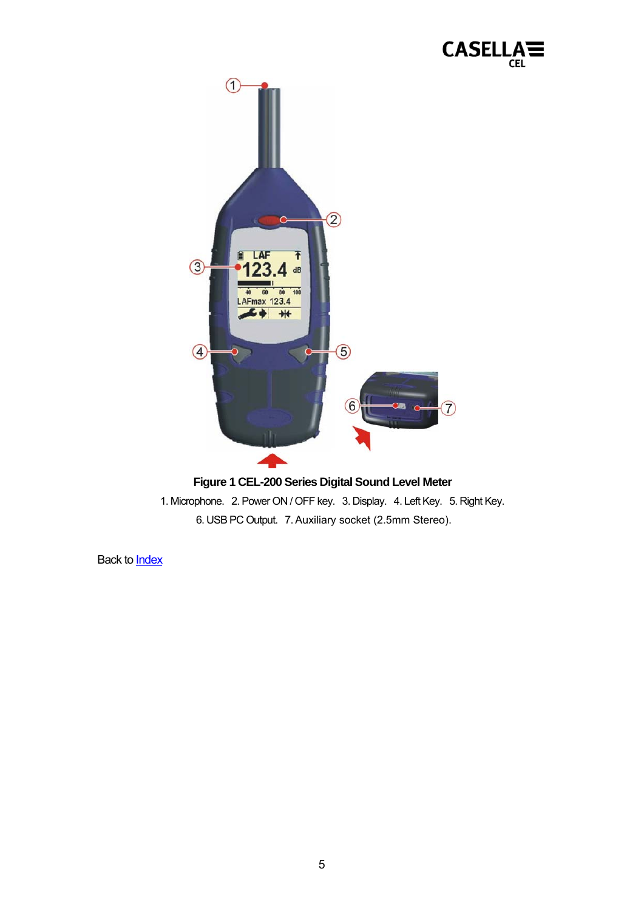**Figure 1 CEL-200 Series Digital Sound Level Meter**

1. Microphone. 2. Power ON / OFF key. 3. Display. 4. Left Key. 5. Right Key.
6. USB PC Output. 7. Auxiliary socket (2.5mm Stereo).

Back to Index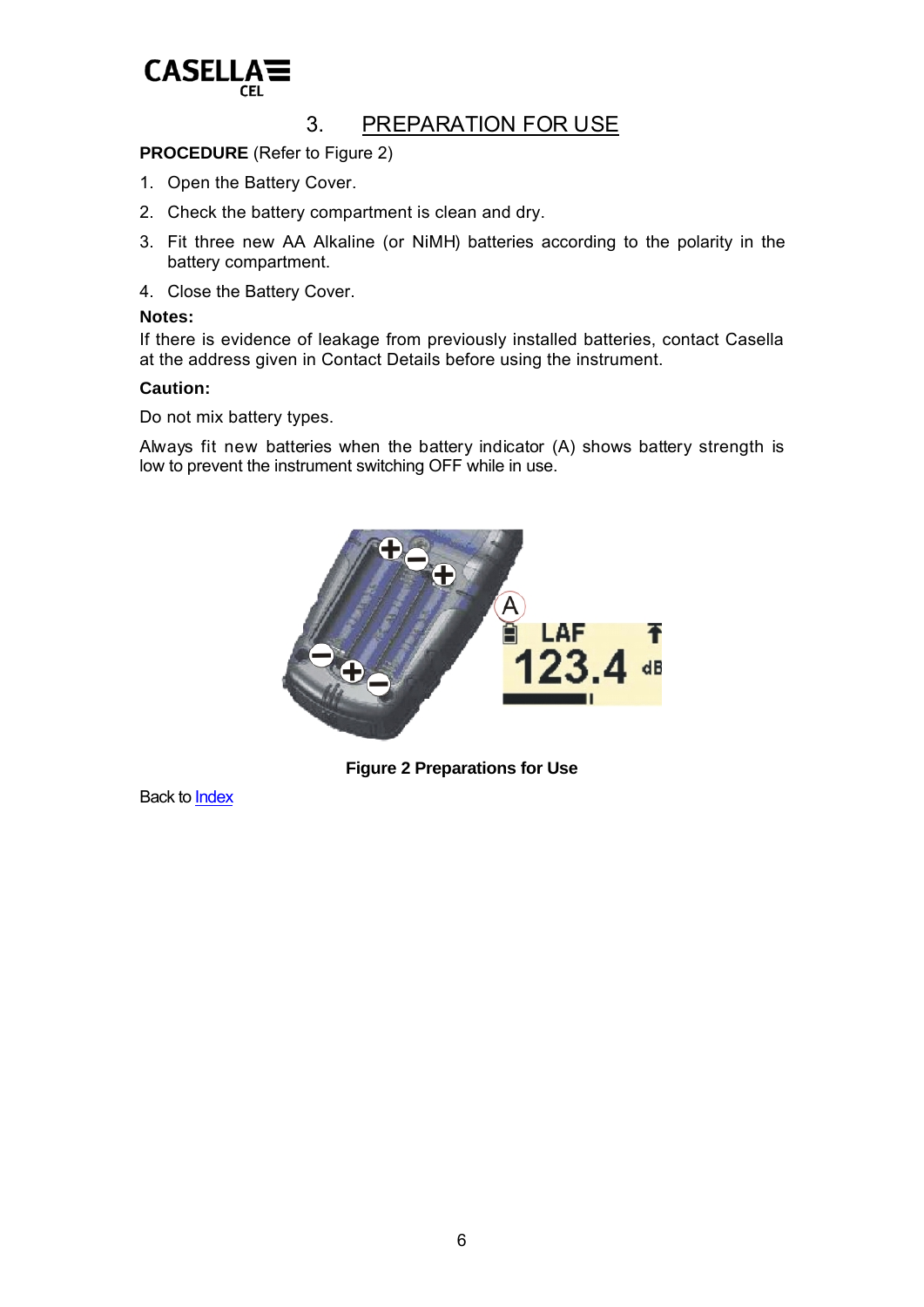# 3. PREPARATION FOR USE

**PROCEDURE** (Refer to Figure 2)

1. Open the Battery Cover.
2. Check the battery compartment is clean and dry.
3. Fit three new AA Alkaline (or NiMH) batteries according to the polarity in the battery compartment.
4. Close the Battery Cover.

**Notes:**

If there is evidence of leakage from previously installed batteries, contact Casella at the address given in Contact Details before using the instrument.

**Caution:**

Do not mix battery types.

Always fit new batteries when the battery indicator (A) shows battery strength is low to prevent the instrument switching OFF while in use.

**Figure 2 Preparations for Use**

Back to Index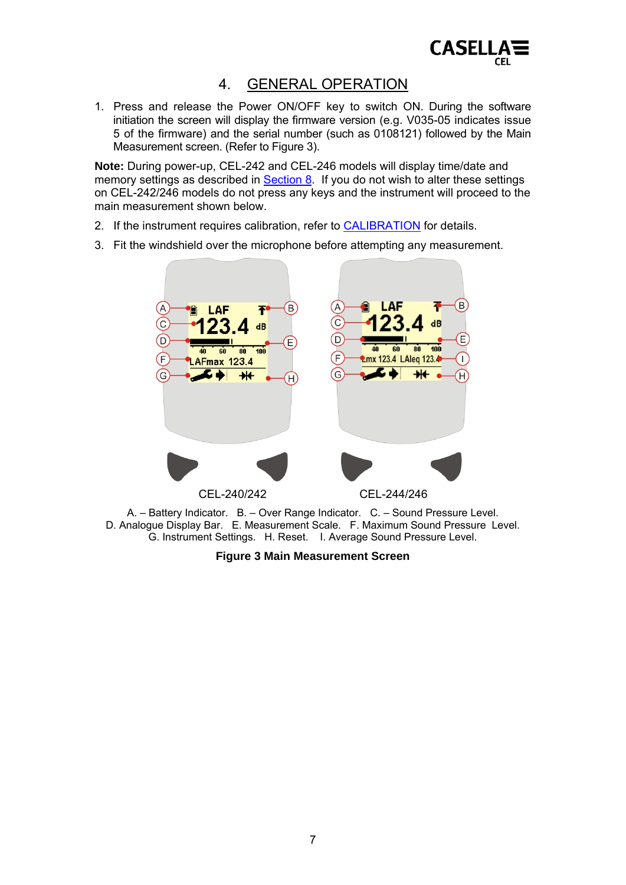# 4. GENERAL OPERATION

1. Press and release the Power ON/OFF key to switch ON. During the software initiation the screen will display the firmware version (e.g. V035-05 indicates issue 5 of the firmware) and the serial number (such as 0108121) followed by the Main Measurement screen. (Refer to Figure 3).

**Note:** During power-up, CEL-242 and CEL-246 models will display time/date and memory settings as described in Section 8. If you do not wish to alter these settings on CEL-242/246 models do not press any keys and the instrument will proceed to the main measurement shown below.

2. If the instrument requires calibration, refer to CALIBRATION for details.
3. Fit the windshield over the microphone before attempting any measurement.

LAF 123.4 dB
40 60 80 100
LAFmax 123.4

LAF 123.4 dB
40 60 80 100
Lmx 123.4 LAleq 123.4

CEL-240/242 CEL-244/246

A. – Battery Indicator. B. – Over Range Indicator. C. – Sound Pressure Level.
D. Analogue Display Bar. E. Measurement Scale. F. Maximum Sound Pressure Level.
G. Instrument Settings. H. Reset. I. Average Sound Pressure Level.

**Figure 3 Main Measurement Screen**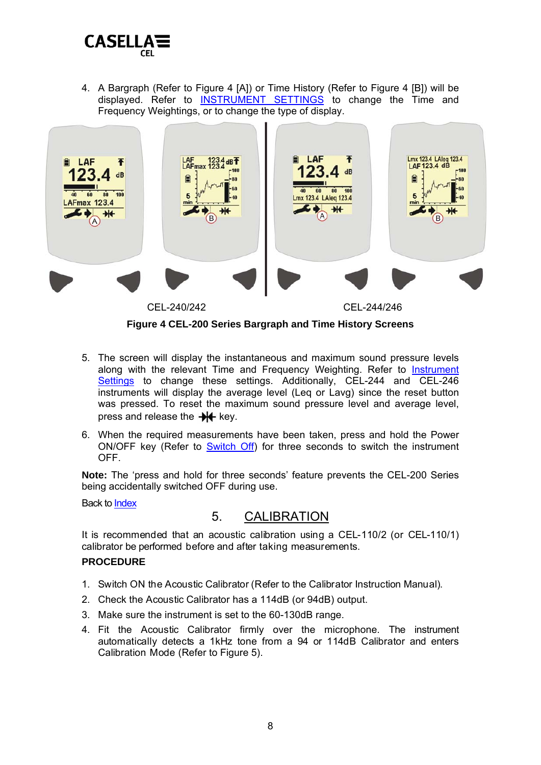4. A Bargraph (Refer to Figure 4 [A]) or Time History (Refer to Figure 4 [B]) will be displayed. Refer to INSTRUMENT SETTINGS to change the Time and Frequency Weightings, or to change the type of display.

CEL-240/242

CEL-244/246

**Figure 4 CEL-200 Series Bargraph and Time History Screens**

5. The screen will display the instantaneous and maximum sound pressure levels along with the relevant Time and Frequency Weighting. Refer to Instrument Settings to change these settings. Additionally, CEL-244 and CEL-246 instruments will display the average level (Leq or Lavg) since the reset button was pressed. To reset the maximum sound pressure level and average level, press and release the ▶|◀ key.

6. When the required measurements have been taken, press and hold the Power ON/OFF key (Refer to Switch Off) for three seconds to switch the instrument OFF.

**Note:** The 'press and hold for three seconds' feature prevents the CEL-200 Series being accidentally switched OFF during use.

Back to Index

## 5. CALIBRATION

It is recommended that an acoustic calibration using a CEL-110/2 (or CEL-110/1) calibrator be performed before and after taking measurements.

**PROCEDURE**

1. Switch ON the Acoustic Calibrator (Refer to the Calibrator Instruction Manual).
2. Check the Acoustic Calibrator has a 114dB (or 94dB) output.
3. Make sure the instrument is set to the 60-130dB range.
4. Fit the Acoustic Calibrator firmly over the microphone. The instrument automatically detects a 1kHz tone from a 94 or 114dB Calibrator and enters Calibration Mode (Refer to Figure 5).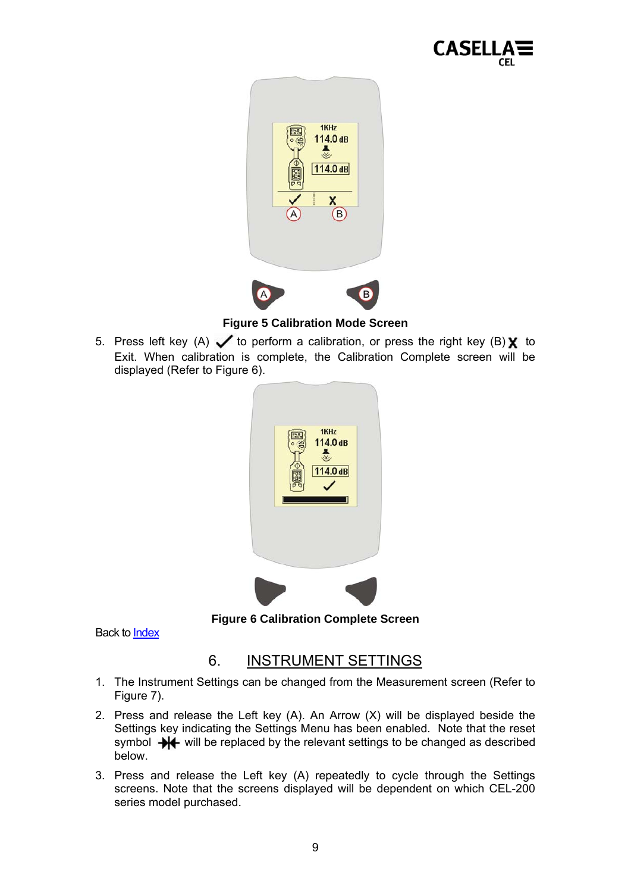Figure 5 Calibration Mode Screen

5. Press left key (A) ✓ to perform a calibration, or press the right key (B) ✗ to Exit. When calibration is complete, the Calibration Complete screen will be displayed (Refer to Figure 6).

Figure 6 Calibration Complete Screen

Back to Index

## 6. INSTRUMENT SETTINGS

1. The Instrument Settings can be changed from the Measurement screen (Refer to Figure 7).
2. Press and release the Left key (A). An Arrow (X) will be displayed beside the Settings key indicating the Settings Menu has been enabled. Note that the reset symbol will be replaced by the relevant settings to be changed as described below.
3. Press and release the Left key (A) repeatedly to cycle through the Settings screens. Note that the screens displayed will be dependent on which CEL-200 series model purchased.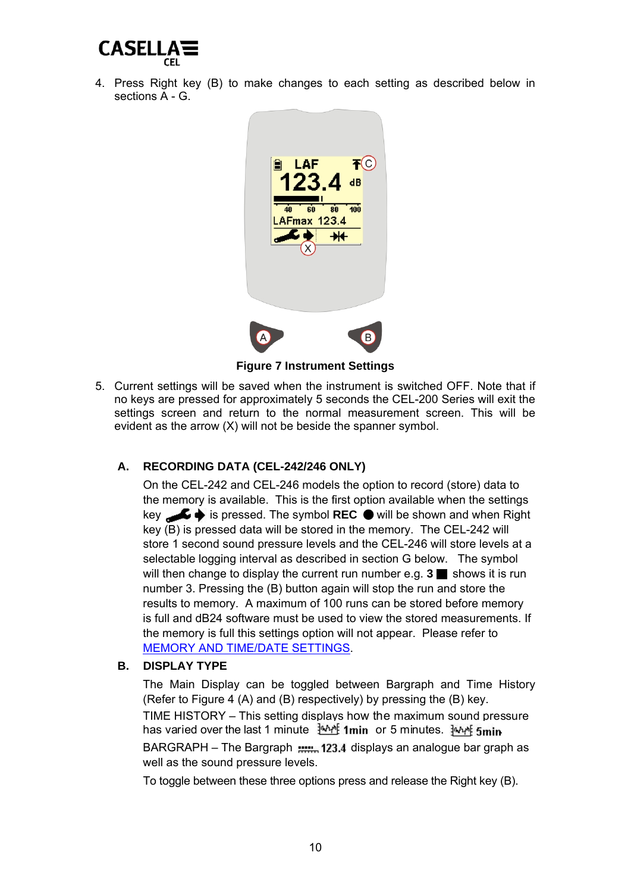4. Press Right key (B) to make changes to each setting as described below in sections A - G.

Figure 7 Instrument Settings

5. Current settings will be saved when the instrument is switched OFF. Note that if no keys are pressed for approximately 5 seconds the CEL-200 Series will exit the settings screen and return to the normal measurement screen. This will be evident as the arrow (X) will not be beside the spanner symbol.

## A. RECORDING DATA (CEL-242/246 ONLY)

On the CEL-242 and CEL-246 models the option to record (store) data to the memory is available. This is the first option available when the settings key is pressed. The symbol **REC** ● will be shown and when Right key (B) is pressed data will be stored in the memory. The CEL-242 will store 1 second sound pressure levels and the CEL-246 will store levels at a selectable logging interval as described in section G below. The symbol will then change to display the current run number e.g. **3** ■ shows it is run number 3. Pressing the (B) button again will stop the run and store the results to memory. A maximum of 100 runs can be stored before memory is full and dB24 software must be used to view the stored measurements. If the memory is full this settings option will not appear. Please refer to MEMORY AND TIME/DATE SETTINGS.

## B. DISPLAY TYPE

The Main Display can be toggled between Bargraph and Time History (Refer to Figure 4 (A) and (B) respectively) by pressing the (B) key.

TIME HISTORY – This setting displays how the maximum sound pressure has varied over the last 1 minute **1min** or 5 minutes. **5min**

BARGRAPH – The Bargraph **123.4** displays an analogue bar graph as well as the sound pressure levels.

To toggle between these three options press and release the Right key (B).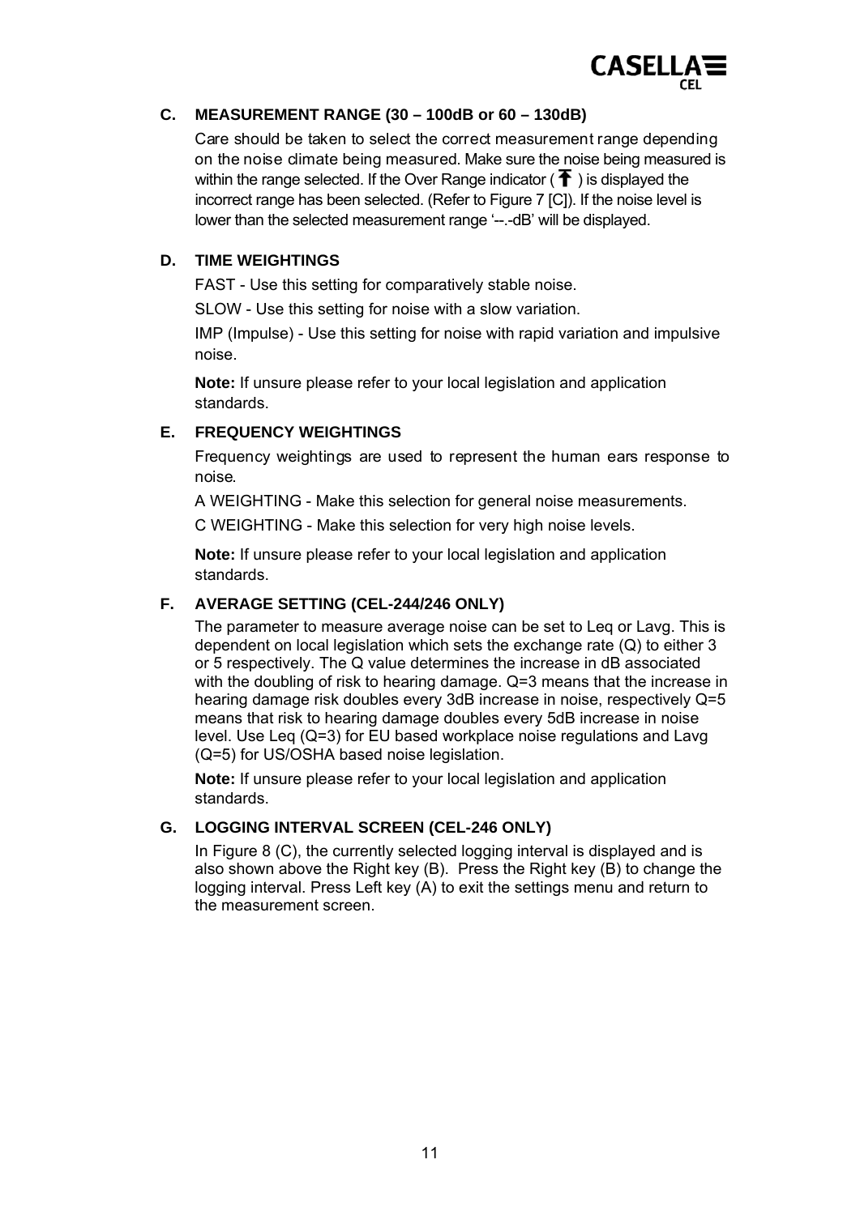### C. MEASUREMENT RANGE (30 – 100dB or 60 – 130dB)

Care should be taken to select the correct measurement range depending on the noise climate being measured. Make sure the noise being measured is within the range selected. If the Over Range indicator ( ⭱ ) is displayed the incorrect range has been selected. (Refer to Figure 7 [C]). If the noise level is lower than the selected measurement range '--.-dB' will be displayed.

### D. TIME WEIGHTINGS

FAST - Use this setting for comparatively stable noise.

SLOW - Use this setting for noise with a slow variation.

IMP (Impulse) - Use this setting for noise with rapid variation and impulsive noise.

**Note:** If unsure please refer to your local legislation and application standards.

### E. FREQUENCY WEIGHTINGS

Frequency weightings are used to represent the human ears response to noise.

A WEIGHTING - Make this selection for general noise measurements.

C WEIGHTING - Make this selection for very high noise levels.

**Note:** If unsure please refer to your local legislation and application standards.

### F. AVERAGE SETTING (CEL-244/246 ONLY)

The parameter to measure average noise can be set to Leq or Lavg. This is dependent on local legislation which sets the exchange rate (Q) to either 3 or 5 respectively. The Q value determines the increase in dB associated with the doubling of risk to hearing damage. Q=3 means that the increase in hearing damage risk doubles every 3dB increase in noise, respectively Q=5 means that risk to hearing damage doubles every 5dB increase in noise level. Use Leq (Q=3) for EU based workplace noise regulations and Lavg (Q=5) for US/OSHA based noise legislation.

**Note:** If unsure please refer to your local legislation and application standards.

### G. LOGGING INTERVAL SCREEN (CEL-246 ONLY)

In Figure 8 (C), the currently selected logging interval is displayed and is also shown above the Right key (B). Press the Right key (B) to change the logging interval. Press Left key (A) to exit the settings menu and return to the measurement screen.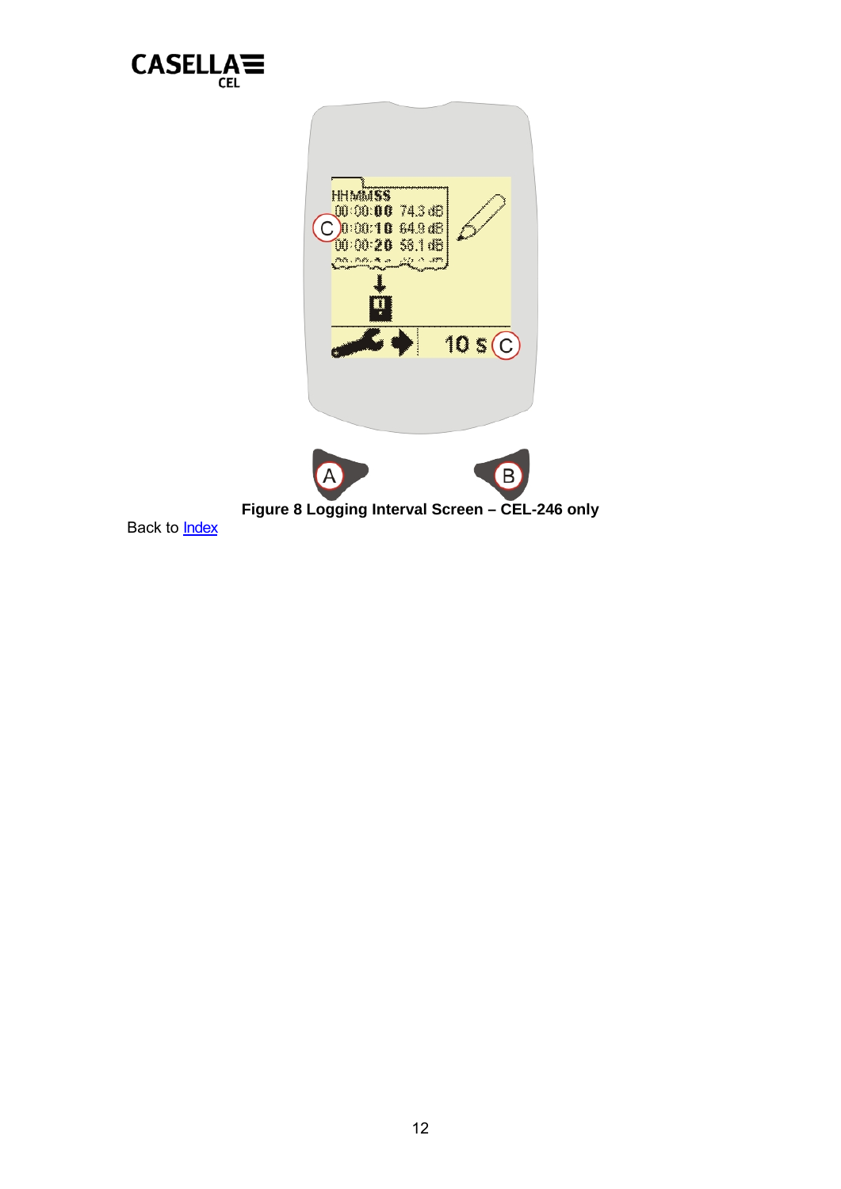HHMMSS
00:00:00 74.3 dB
00:00:10 64.9 dB
00:00:20 58.1 dB

C

10 s C

A B

**Figure 8 Logging Interval Screen – CEL-246 only**

Back to Index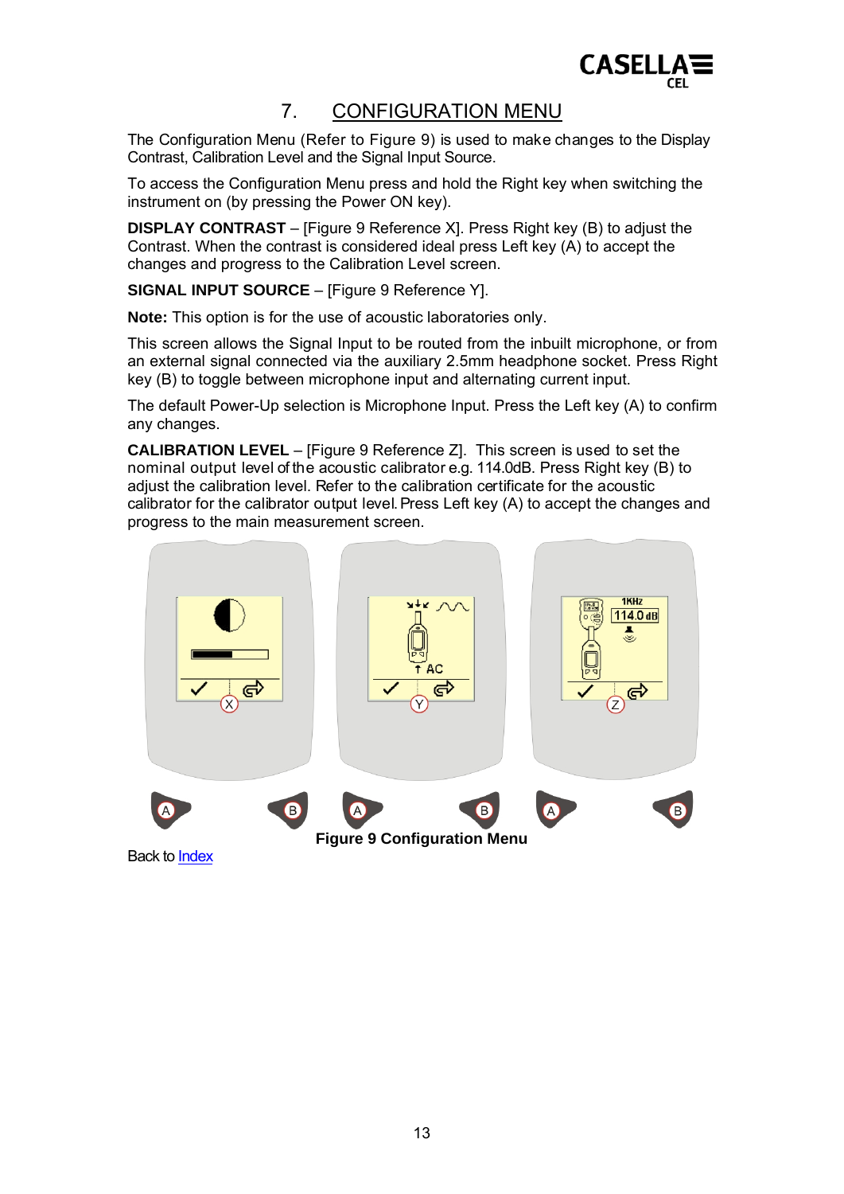# 7. CONFIGURATION MENU

The Configuration Menu (Refer to Figure 9) is used to make changes to the Display Contrast, Calibration Level and the Signal Input Source.

To access the Configuration Menu press and hold the Right key when switching the instrument on (by pressing the Power ON key).

**DISPLAY CONTRAST** – [Figure 9 Reference X]. Press Right key (B) to adjust the Contrast. When the contrast is considered ideal press Left key (A) to accept the changes and progress to the Calibration Level screen.

**SIGNAL INPUT SOURCE** – [Figure 9 Reference Y].

**Note:** This option is for the use of acoustic laboratories only.

This screen allows the Signal Input to be routed from the inbuilt microphone, or from an external signal connected via the auxiliary 2.5mm headphone socket. Press Right key (B) to toggle between microphone input and alternating current input.

The default Power-Up selection is Microphone Input. Press the Left key (A) to confirm any changes.

**CALIBRATION LEVEL** – [Figure 9 Reference Z]. This screen is used to set the nominal output level of the acoustic calibrator e.g. 114.0dB. Press Right key (B) to adjust the calibration level. Refer to the calibration certificate for the acoustic calibrator for the calibrator output level. Press Left key (A) to accept the changes and progress to the main measurement screen.

X
AC
Y
1KHz
114.0 dB
Z
A B A B A B

**Figure 9 Configuration Menu**

Back to Index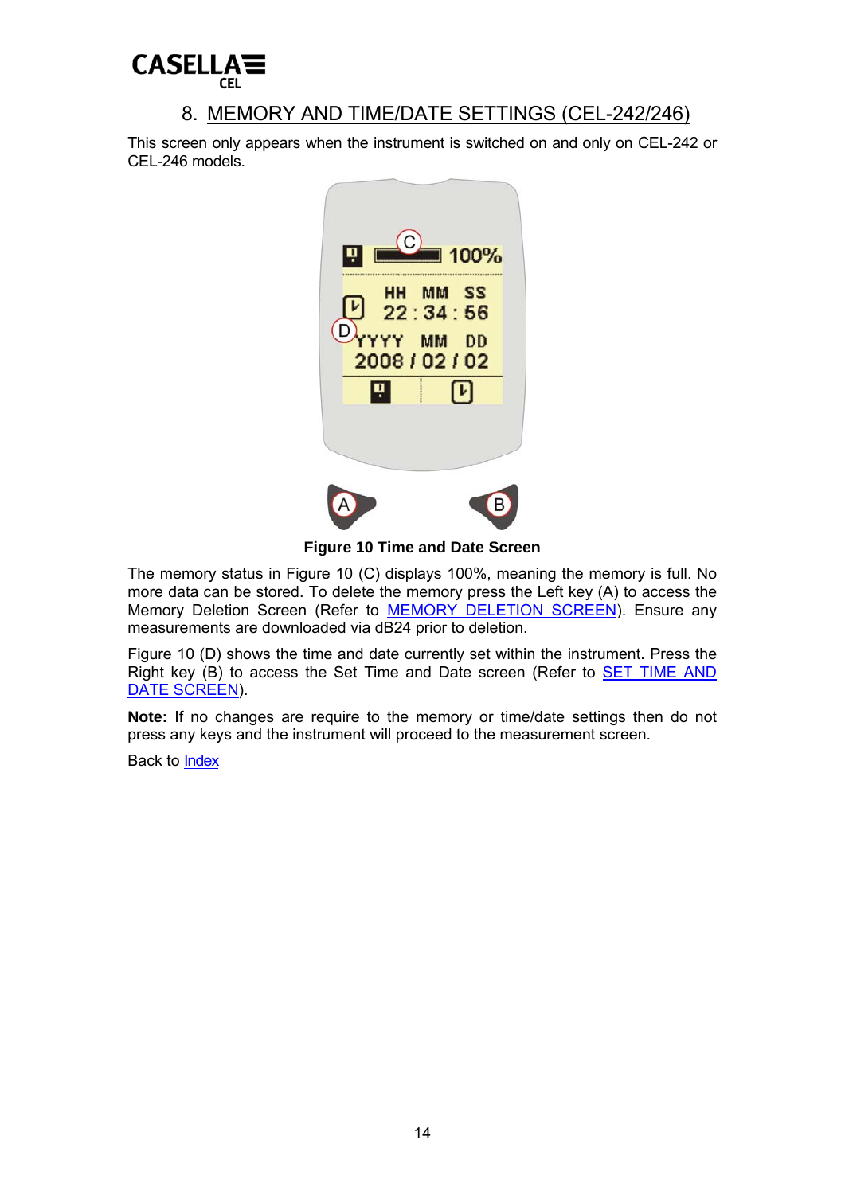## 8. MEMORY AND TIME/DATE SETTINGS (CEL-242/246)

This screen only appears when the instrument is switched on and only on CEL-242 or CEL-246 models.

**Figure 10 Time and Date Screen**

The memory status in Figure 10 (C) displays 100%, meaning the memory is full. No more data can be stored. To delete the memory press the Left key (A) to access the Memory Deletion Screen (Refer to MEMORY DELETION SCREEN). Ensure any measurements are downloaded via dB24 prior to deletion.

Figure 10 (D) shows the time and date currently set within the instrument. Press the Right key (B) to access the Set Time and Date screen (Refer to SET TIME AND DATE SCREEN).

**Note:** If no changes are require to the memory or time/date settings then do not press any keys and the instrument will proceed to the measurement screen.

Back to Index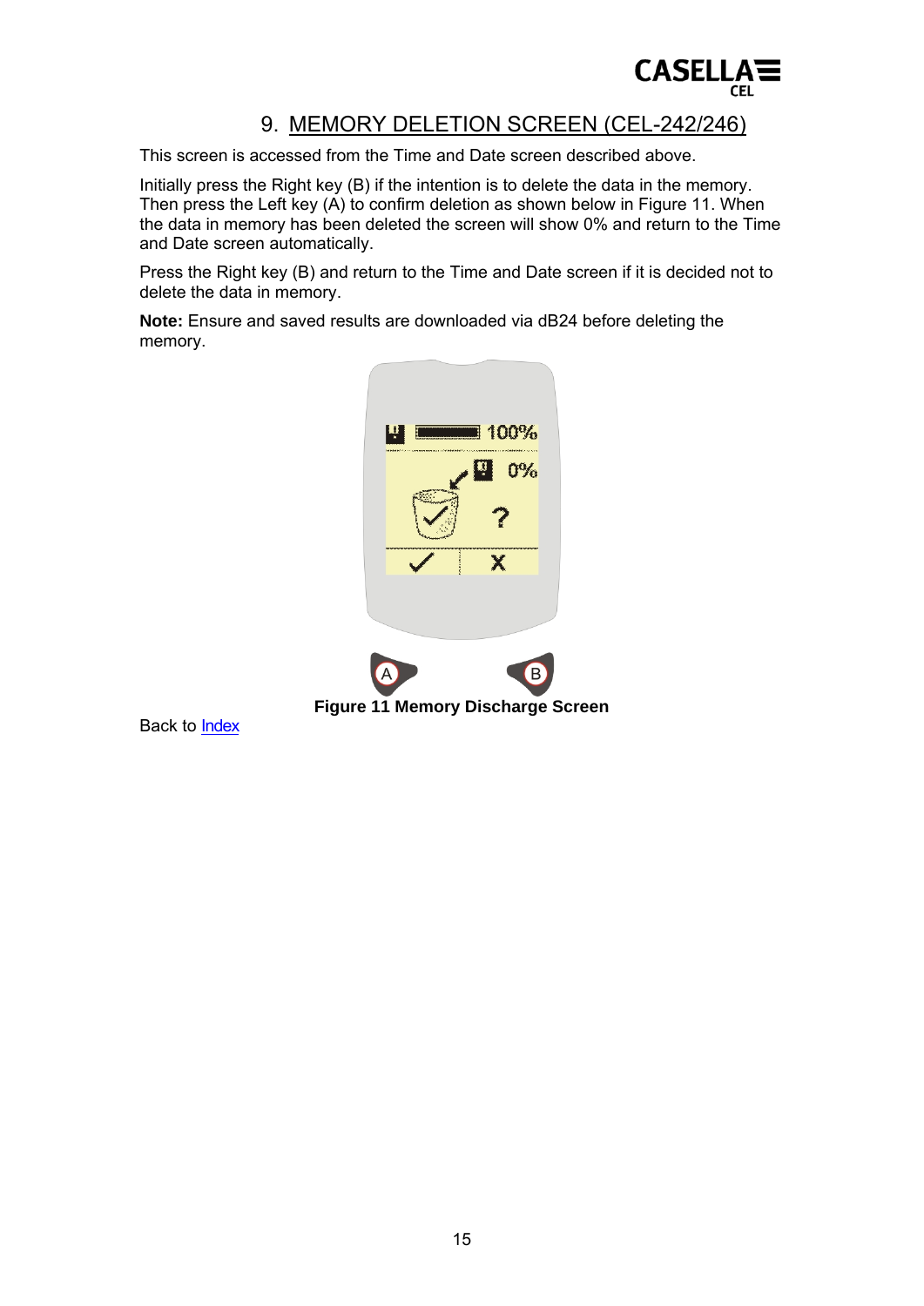## 9. MEMORY DELETION SCREEN (CEL-242/246)

This screen is accessed from the Time and Date screen described above.

Initially press the Right key (B) if the intention is to delete the data in the memory. Then press the Left key (A) to confirm deletion as shown below in Figure 11. When the data in memory has been deleted the screen will show 0% and return to the Time and Date screen automatically.

Press the Right key (B) and return to the Time and Date screen if it is decided not to delete the data in memory.

**Note:** Ensure and saved results are downloaded via dB24 before deleting the memory.

**Figure 11 Memory Discharge Screen**

Back to Index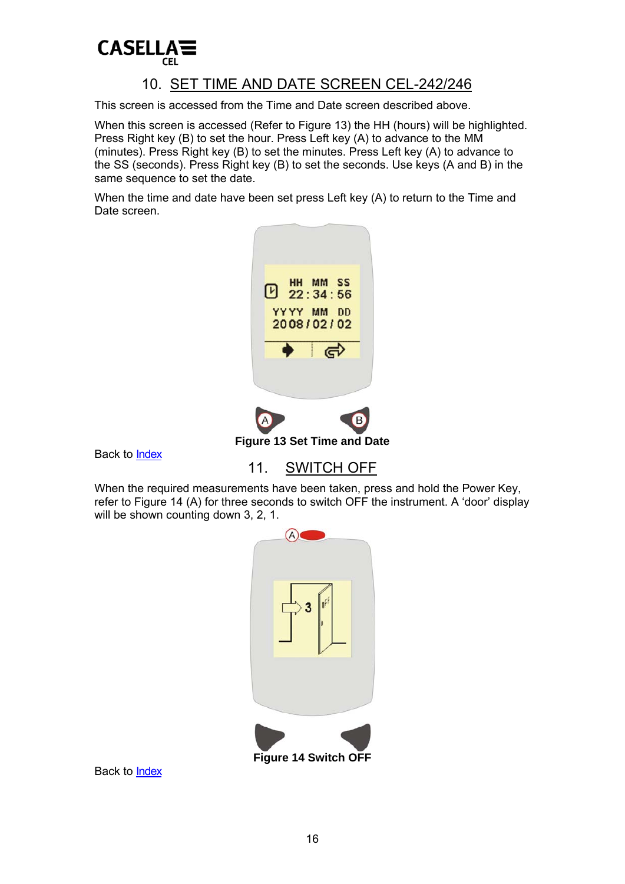## 10. SET TIME AND DATE SCREEN CEL-242/246

This screen is accessed from the Time and Date screen described above.

When this screen is accessed (Refer to Figure 13) the HH (hours) will be highlighted. Press Right key (B) to set the hour. Press Left key (A) to advance to the MM (minutes). Press Right key (B) to set the minutes. Press Left key (A) to advance to the SS (seconds). Press Right key (B) to set the seconds. Use keys (A and B) in the same sequence to set the date.

When the time and date have been set press Left key (A) to return to the Time and Date screen.

**Figure 13 Set Time and Date**

Back to Index

## 11. SWITCH OFF

When the required measurements have been taken, press and hold the Power Key, refer to Figure 14 (A) for three seconds to switch OFF the instrument. A 'door' display will be shown counting down 3, 2, 1.

**Figure 14 Switch OFF**

Back to Index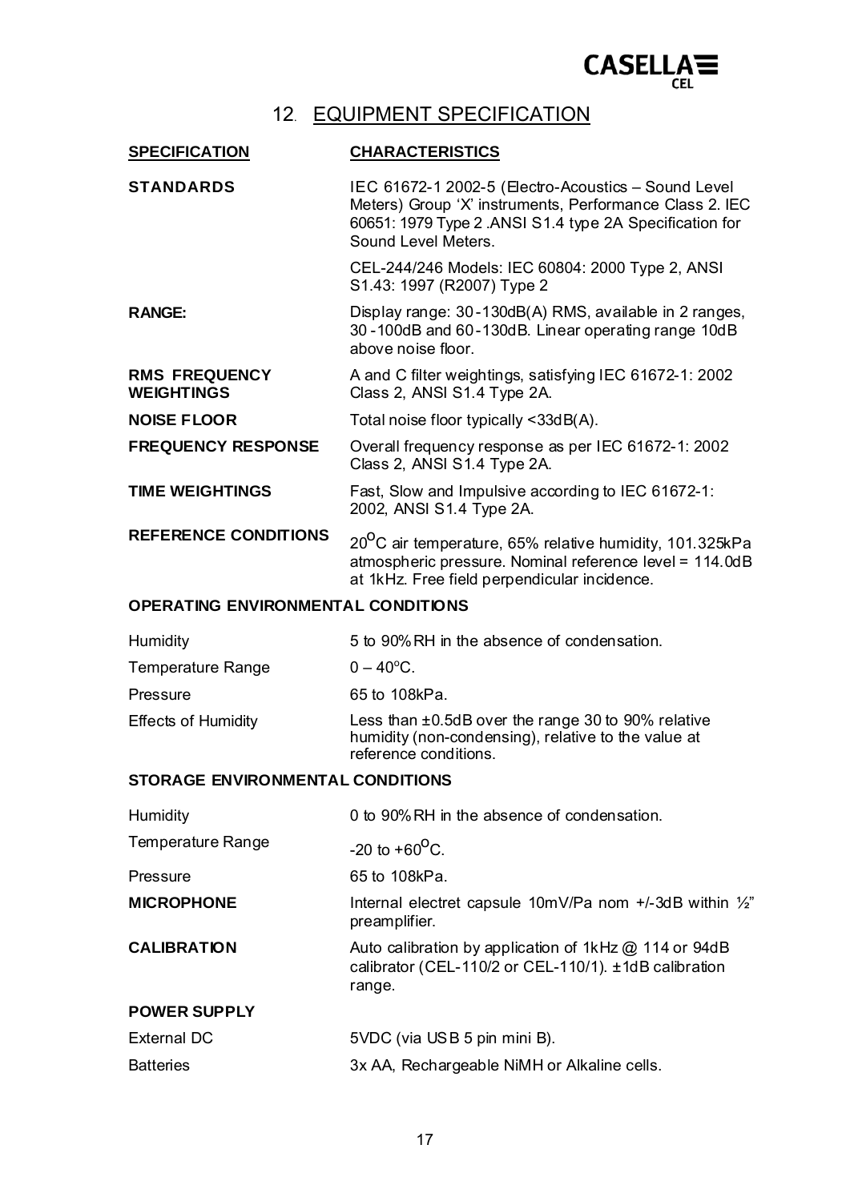## 12. EQUIPMENT SPECIFICATION

| SPECIFICATION | CHARACTERISTICS |
|---|---|
| **STANDARDS** | IEC 61672-1 2002-5 (Electro-Acoustics – Sound Level Meters) Group 'X' instruments, Performance Class 2. IEC 60651: 1979 Type 2 .ANSI S1.4 type 2A Specification for Sound Level Meters.<br>CEL-244/246 Models: IEC 60804: 2000 Type 2, ANSI S1.43: 1997 (R2007) Type 2 |
| **RANGE:** | Display range: 30-130dB(A) RMS, available in 2 ranges, 30-100dB and 60-130dB. Linear operating range 10dB above noise floor. |
| **RMS FREQUENCY WEIGHTINGS** | A and C filter weightings, satisfying IEC 61672-1: 2002 Class 2, ANSI S1.4 Type 2A. |
| **NOISE FLOOR** | Total noise floor typically <33dB(A). |
| **FREQUENCY RESPONSE** | Overall frequency response as per IEC 61672-1: 2002 Class 2, ANSI S1.4 Type 2A. |
| **TIME WEIGHTINGS** | Fast, Slow and Impulsive according to IEC 61672-1: 2002, ANSI S1.4 Type 2A. |
| **REFERENCE CONDITIONS** | 20°C air temperature, 65% relative humidity, 101.325kPa atmospheric pressure. Nominal reference level = 114.0dB at 1kHz. Free field perpendicular incidence. |
| **OPERATING ENVIRONMENTAL CONDITIONS** | |
| Humidity | 5 to 90% RH in the absence of condensation. |
| Temperature Range | 0 – 40°C. |
| Pressure | 65 to 108kPa. |
| Effects of Humidity | Less than ±0.5dB over the range 30 to 90% relative humidity (non-condensing), relative to the value at reference conditions. |
| **STORAGE ENVIRONMENTAL CONDITIONS** | |
| Humidity | 0 to 90% RH in the absence of condensation. |
| Temperature Range | -20 to +60°C. |
| Pressure | 65 to 108kPa. |
| **MICROPHONE** | Internal electret capsule 10mV/Pa nom +/-3dB within ½" preamplifier. |
| **CALIBRATION** | Auto calibration by application of 1kHz @ 114 or 94dB calibrator (CEL-110/2 or CEL-110/1). ±1dB calibration range. |
| **POWER SUPPLY** | |
| External DC | 5VDC (via USB 5 pin mini B). |
| Batteries | 3x AA, Rechargeable NiMH or Alkaline cells. |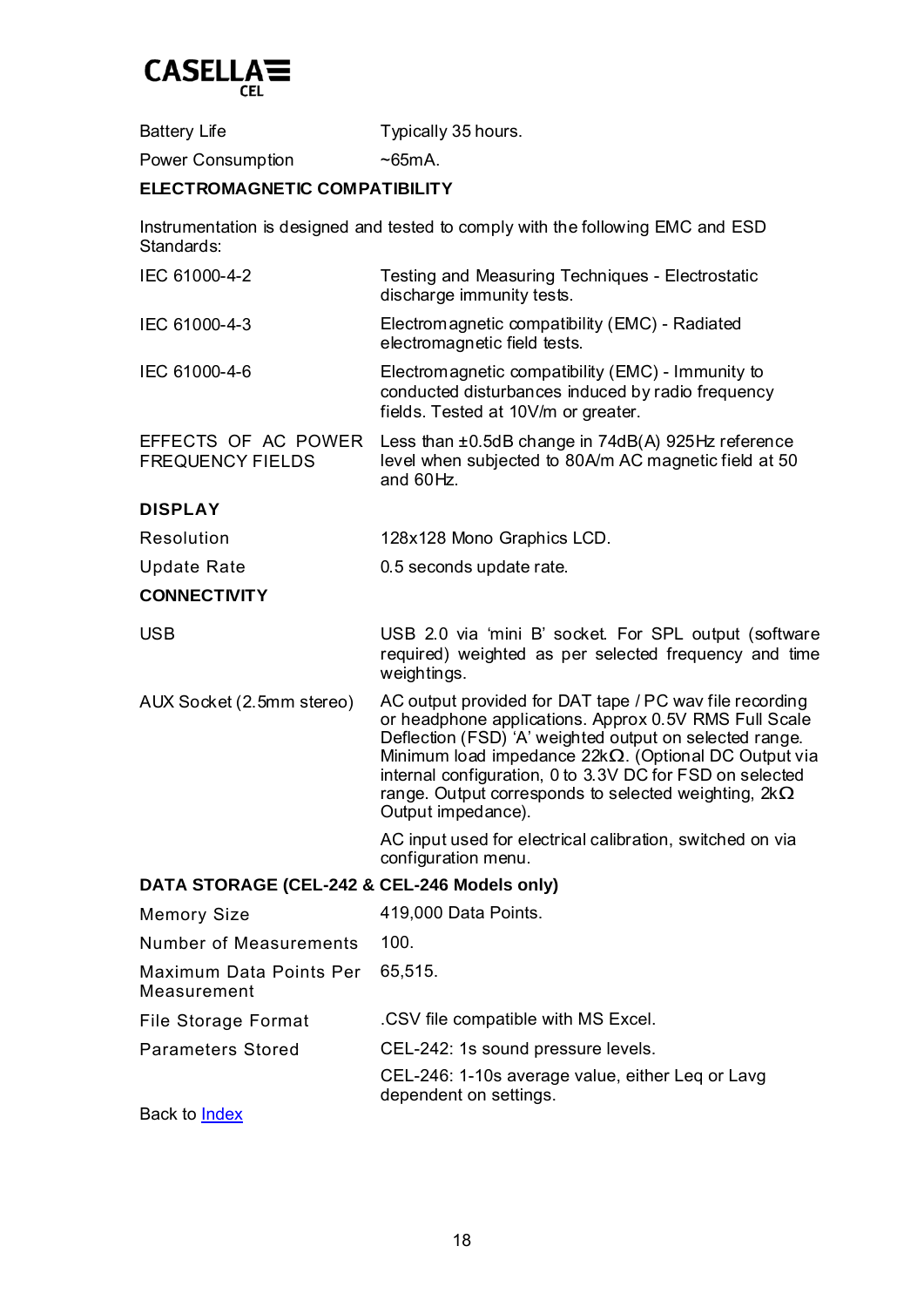| | |
|---|---|
| Battery Life | Typically 35 hours. |
| Power Consumption | ~65mA. |

**ELECTROMAGNETIC COMPATIBILITY**

Instrumentation is designed and tested to comply with the following EMC and ESD Standards:

| | |
|---|---|
| IEC 61000-4-2 | Testing and Measuring Techniques - Electrostatic discharge immunity tests. |
| IEC 61000-4-3 | Electromagnetic compatibility (EMC) - Radiated electromagnetic field tests. |
| IEC 61000-4-6 | Electromagnetic compatibility (EMC) - Immunity to conducted disturbances induced by radio frequency fields. Tested at 10V/m or greater. |
| EFFECTS OF AC POWER FREQUENCY FIELDS | Less than ±0.5dB change in 74dB(A) 925Hz reference level when subjected to 80A/m AC magnetic field at 50 and 60Hz. |

**DISPLAY**

| | |
|---|---|
| Resolution | 128x128 Mono Graphics LCD. |
| Update Rate | 0.5 seconds update rate. |

**CONNECTIVITY**

| | |
|---|---|
| USB | USB 2.0 via 'mini B' socket. For SPL output (software required) weighted as per selected frequency and time weightings. |
| AUX Socket (2.5mm stereo) | AC output provided for DAT tape / PC wav file recording or headphone applications. Approx 0.5V RMS Full Scale Deflection (FSD) 'A' weighted output on selected range. Minimum load impedance 22kΩ. (Optional DC Output via internal configuration, 0 to 3.3V DC for FSD on selected range. Output corresponds to selected weighting, 2kΩ Output impedance). |
| | AC input used for electrical calibration, switched on via configuration menu. |

**DATA STORAGE (CEL-242 & CEL-246 Models only)**

| | |
|---|---|
| Memory Size | 419,000 Data Points. |
| Number of Measurements | 100. |
| Maximum Data Points Per Measurement | 65,515. |
| File Storage Format | .CSV file compatible with MS Excel. |
| Parameters Stored | CEL-242: 1s sound pressure levels. |
| | CEL-246: 1-10s average value, either Leq or Lavg dependent on settings. |

Back to Index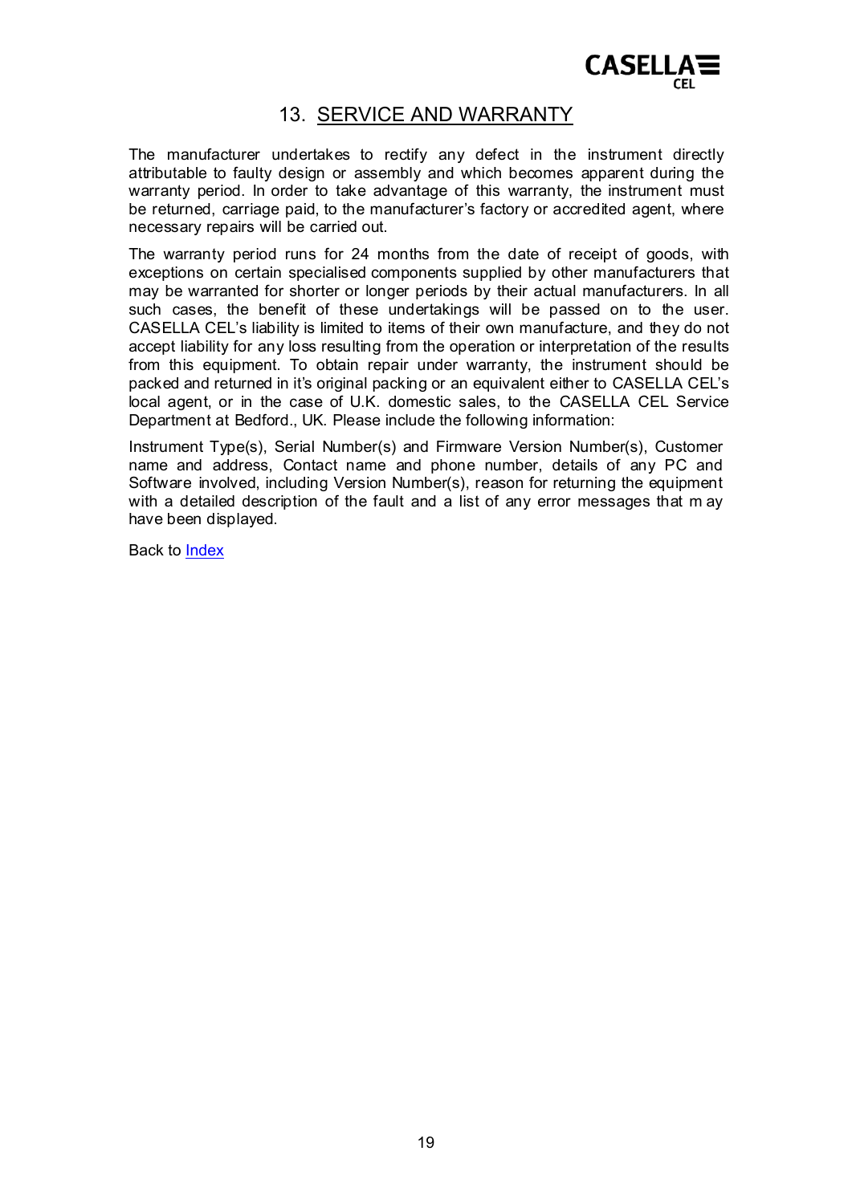# 13. SERVICE AND WARRANTY

The manufacturer undertakes to rectify any defect in the instrument directly attributable to faulty design or assembly and which becomes apparent during the warranty period. In order to take advantage of this warranty, the instrument must be returned, carriage paid, to the manufacturer's factory or accredited agent, where necessary repairs will be carried out.

The warranty period runs for 24 months from the date of receipt of goods, with exceptions on certain specialised components supplied by other manufacturers that may be warranted for shorter or longer periods by their actual manufacturers. In all such cases, the benefit of these undertakings will be passed on to the user. CASELLA CEL's liability is limited to items of their own manufacture, and they do not accept liability for any loss resulting from the operation or interpretation of the results from this equipment. To obtain repair under warranty, the instrument should be packed and returned in it's original packing or an equivalent either to CASELLA CEL's local agent, or in the case of U.K. domestic sales, to the CASELLA CEL Service Department at Bedford., UK. Please include the following information:

Instrument Type(s), Serial Number(s) and Firmware Version Number(s), Customer name and address, Contact name and phone number, details of any PC and Software involved, including Version Number(s), reason for returning the equipment with a detailed description of the fault and a list of any error messages that m ay have been displayed.

Back to Index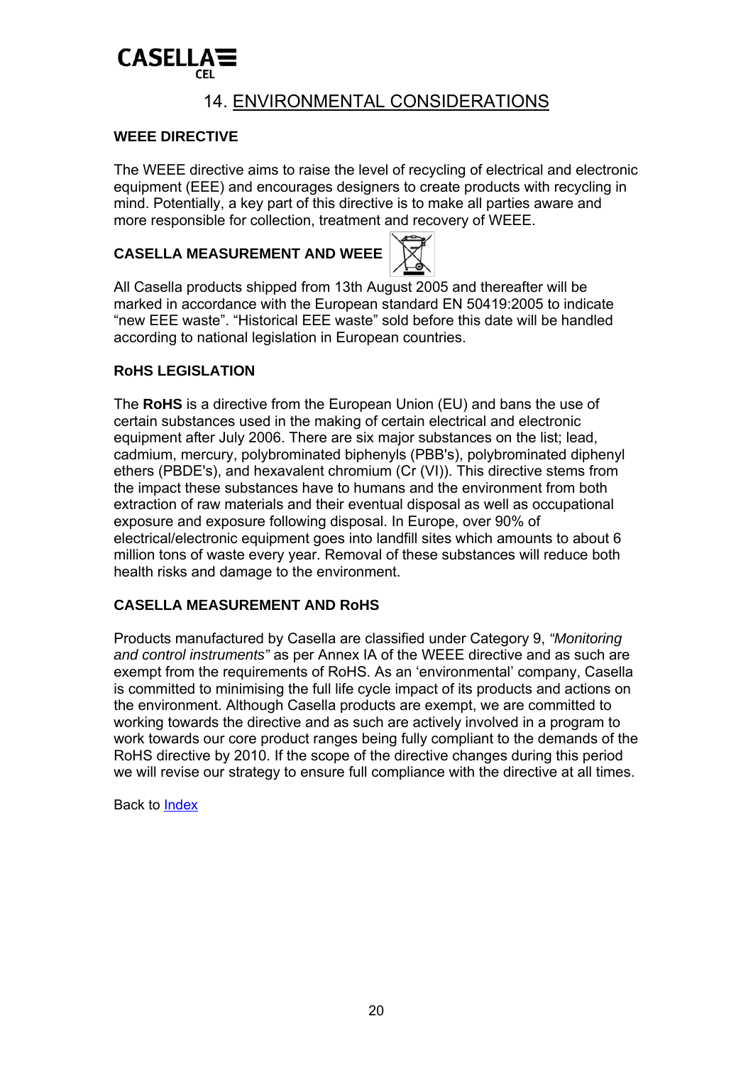# 14. ENVIRONMENTAL CONSIDERATIONS

### WEEE DIRECTIVE

The WEEE directive aims to raise the level of recycling of electrical and electronic equipment (EEE) and encourages designers to create products with recycling in mind. Potentially, a key part of this directive is to make all parties aware and more responsible for collection, treatment and recovery of WEEE.

### CASELLA MEASUREMENT AND WEEE

All Casella products shipped from 13th August 2005 and thereafter will be marked in accordance with the European standard EN 50419:2005 to indicate "new EEE waste". "Historical EEE waste" sold before this date will be handled according to national legislation in European countries.

### RoHS LEGISLATION

The **RoHS** is a directive from the European Union (EU) and bans the use of certain substances used in the making of certain electrical and electronic equipment after July 2006. There are six major substances on the list; lead, cadmium, mercury, polybrominated biphenyls (PBB's), polybrominated diphenyl ethers (PBDE's), and hexavalent chromium (Cr (VI)). This directive stems from the impact these substances have to humans and the environment from both extraction of raw materials and their eventual disposal as well as occupational exposure and exposure following disposal. In Europe, over 90% of electrical/electronic equipment goes into landfill sites which amounts to about 6 million tons of waste every year. Removal of these substances will reduce both health risks and damage to the environment.

### CASELLA MEASUREMENT AND RoHS

Products manufactured by Casella are classified under Category 9, *"Monitoring and control instruments"* as per Annex IA of the WEEE directive and as such are exempt from the requirements of RoHS. As an 'environmental' company, Casella is committed to minimising the full life cycle impact of its products and actions on the environment. Although Casella products are exempt, we are committed to working towards the directive and as such are actively involved in a program to work towards our core product ranges being fully compliant to the demands of the RoHS directive by 2010. If the scope of the directive changes during this period we will revise our strategy to ensure full compliance with the directive at all times.

Back to Index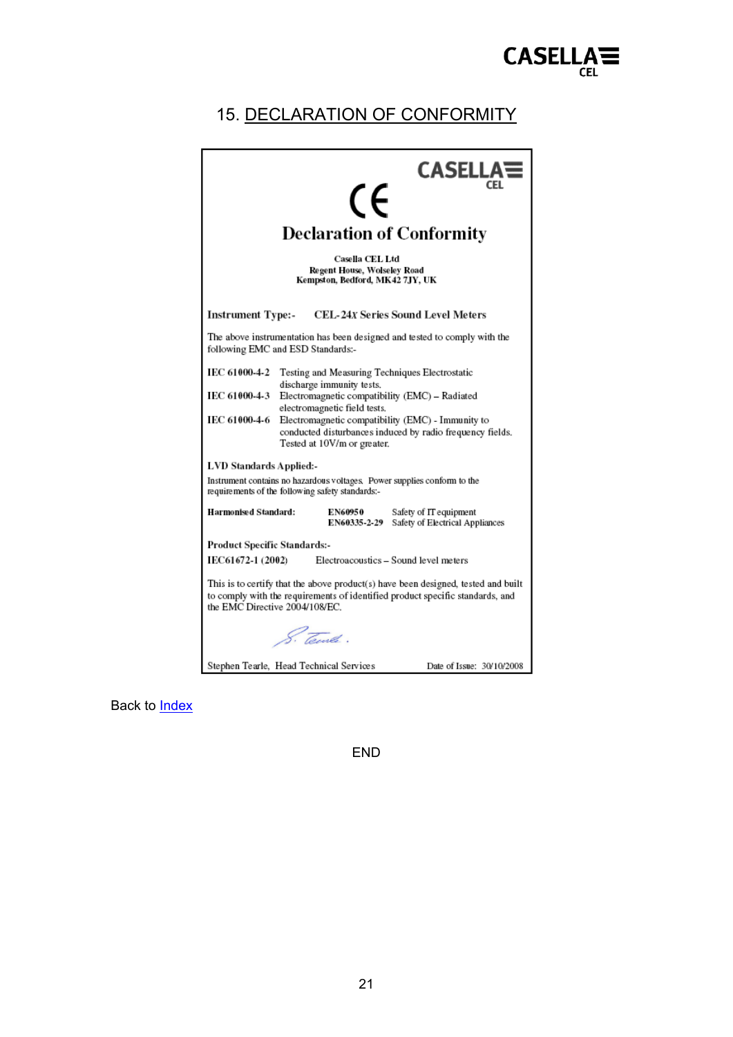# 15. DECLARATION OF CONFORMITY

CASELLA CEL

CE

## Declaration of Conformity

**Casella CEL Ltd**
**Regent House, Wolseley Road**
**Kempston, Bedford, MK42 7JY, UK**

**Instrument Type:-** CEL-24*x* Series Sound Level Meters

The above instrumentation has been designed and tested to comply with the following EMC and ESD Standards:-

| | |
|---|---|
| **IEC 61000-4-2** | Testing and Measuring Techniques Electrostatic discharge immunity tests. |
| **IEC 61000-4-3** | Electromagnetic compatibility (EMC) – Radiated electromagnetic field tests. |
| **IEC 61000-4-6** | Electromagnetic compatibility (EMC) - Immunity to conducted disturbances induced by radio frequency fields. Tested at 10V/m or greater. |

**LVD Standards Applied:-**

Instrument contains no hazardous voltages. Power supplies conform to the requirements of the following safety standards:-

| | | |
|---|---|---|
| **Harmonised Standard:** | **EN60950** | Safety of IT equipment |
| | **EN60335-2-29** | Safety of Electrical Appliances |

**Product Specific Standards:-**

**IEC61672-1 (2002)** Electroacoustics – Sound level meters

This is to certify that the above product(s) have been designed, tested and built to comply with the requirements of identified product specific standards, and the EMC Directive 2004/108/EC.

Stephen Tearle, Head Technical Services

Date of Issue: 30/10/2008

Back to Index

END